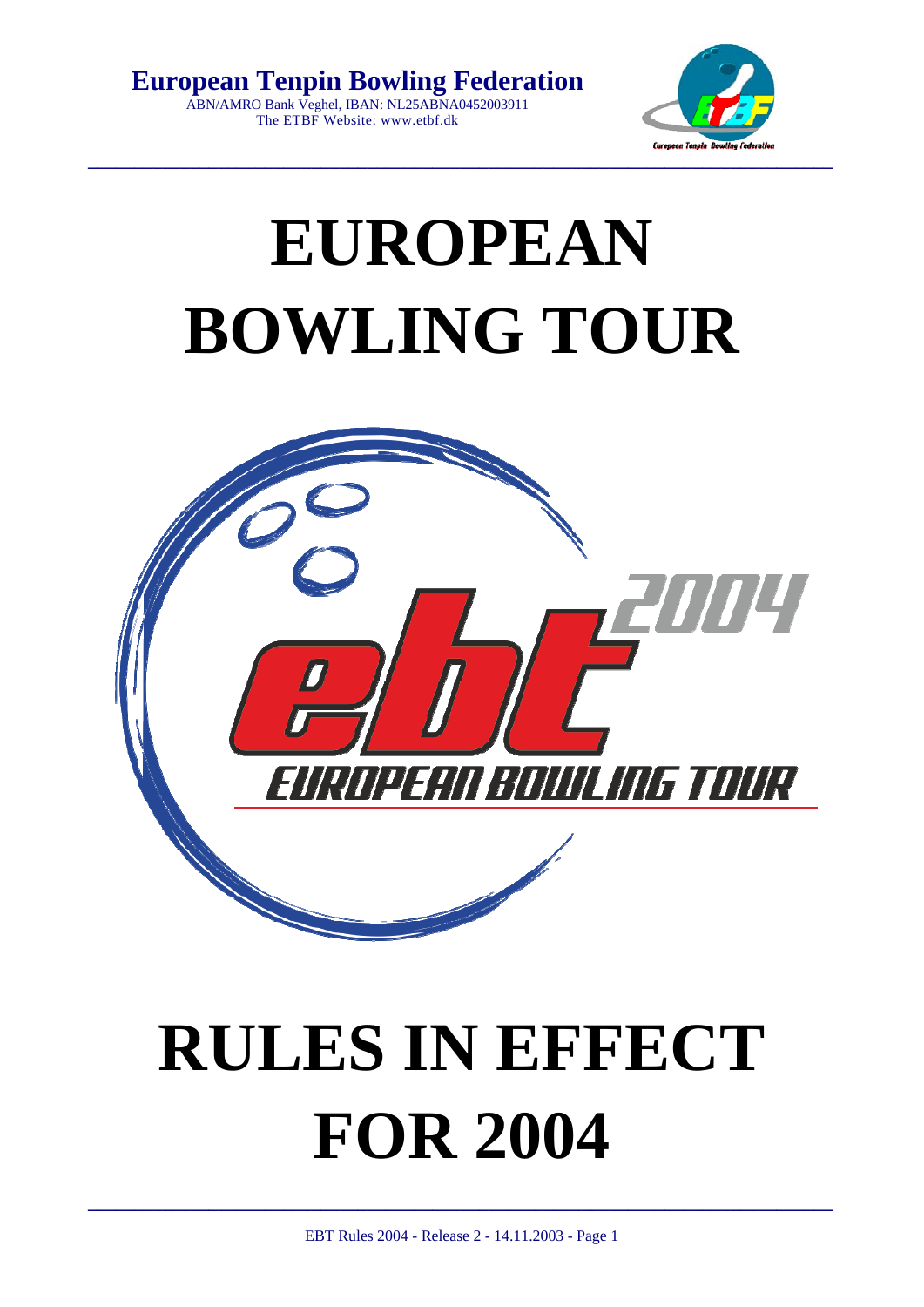**European Tenpin Bowling Federation**
ABN/AMRO Bank Veghel, IBAN: NL25ABNA0452003911
The ETBF Website: www.etbf.dk

# EUROPEAN BOWLING TOUR

# RULES IN EFFECT FOR 2004

EBT Rules 2004 - Release 2 - 14.11.2003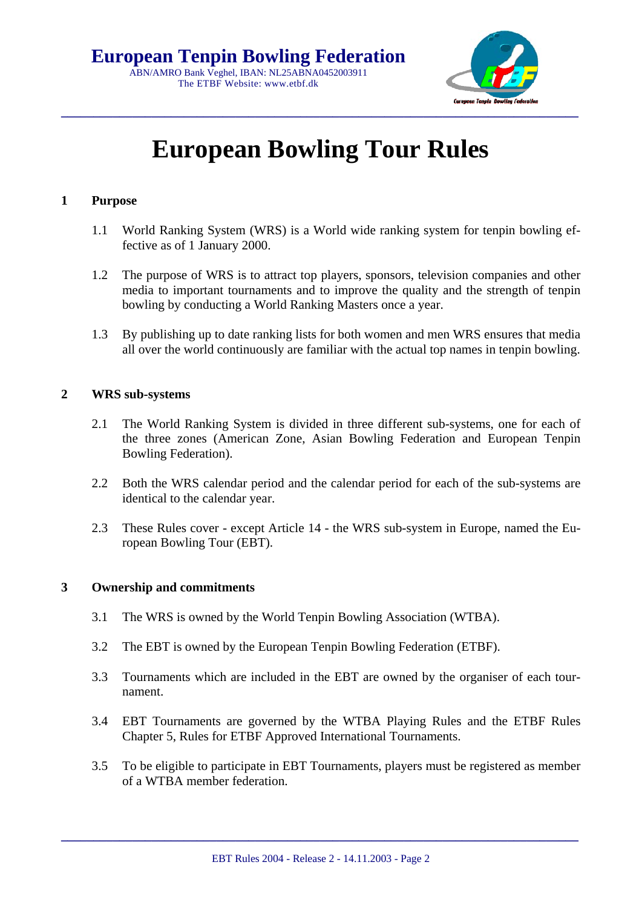# European Bowling Tour Rules

## 1 Purpose

1.1 World Ranking System (WRS) is a World wide ranking system for tenpin bowling effective as of 1 January 2000.

1.2 The purpose of WRS is to attract top players, sponsors, television companies and other media to important tournaments and to improve the quality and the strength of tenpin bowling by conducting a World Ranking Masters once a year.

1.3 By publishing up to date ranking lists for both women and men WRS ensures that media all over the world continuously are familiar with the actual top names in tenpin bowling.

## 2 WRS sub-systems

2.1 The World Ranking System is divided in three different sub-systems, one for each of the three zones (American Zone, Asian Bowling Federation and European Tenpin Bowling Federation).

2.2 Both the WRS calendar period and the calendar period for each of the sub-systems are identical to the calendar year.

2.3 These Rules cover - except Article 14 - the WRS sub-system in Europe, named the European Bowling Tour (EBT).

## 3 Ownership and commitments

3.1 The WRS is owned by the World Tenpin Bowling Association (WTBA).

3.2 The EBT is owned by the European Tenpin Bowling Federation (ETBF).

3.3 Tournaments which are included in the EBT are owned by the organiser of each tournament.

3.4 EBT Tournaments are governed by the WTBA Playing Rules and the ETBF Rules Chapter 5, Rules for ETBF Approved International Tournaments.

3.5 To be eligible to participate in EBT Tournaments, players must be registered as member of a WTBA member federation.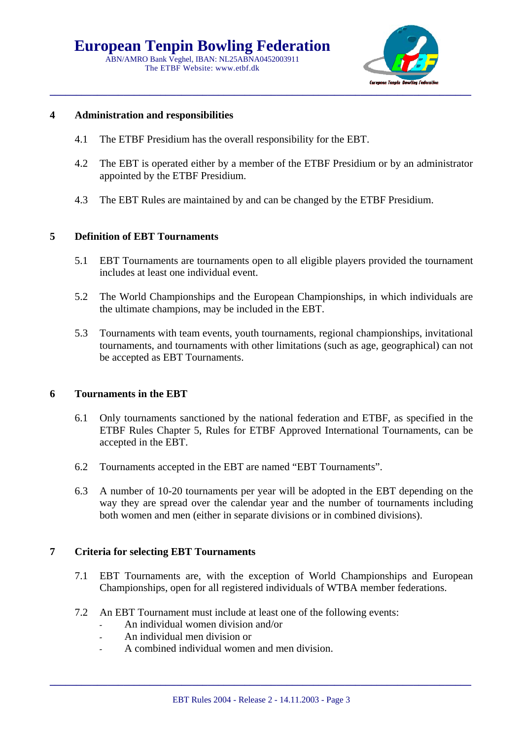## 4 Administration and responsibilities

4.1 The ETBF Presidium has the overall responsibility for the EBT.

4.2 The EBT is operated either by a member of the ETBF Presidium or by an administrator appointed by the ETBF Presidium.

4.3 The EBT Rules are maintained by and can be changed by the ETBF Presidium.

## 5 Definition of EBT Tournaments

5.1 EBT Tournaments are tournaments open to all eligible players provided the tournament includes at least one individual event.

5.2 The World Championships and the European Championships, in which individuals are the ultimate champions, may be included in the EBT.

5.3 Tournaments with team events, youth tournaments, regional championships, invitational tournaments, and tournaments with other limitations (such as age, geographical) can not be accepted as EBT Tournaments.

## 6 Tournaments in the EBT

6.1 Only tournaments sanctioned by the national federation and ETBF, as specified in the ETBF Rules Chapter 5, Rules for ETBF Approved International Tournaments, can be accepted in the EBT.

6.2 Tournaments accepted in the EBT are named “EBT Tournaments”.

6.3 A number of 10-20 tournaments per year will be adopted in the EBT depending on the way they are spread over the calendar year and the number of tournaments including both women and men (either in separate divisions or in combined divisions).

## 7 Criteria for selecting EBT Tournaments

7.1 EBT Tournaments are, with the exception of World Championships and European Championships, open for all registered individuals of WTBA member federations.

7.2 An EBT Tournament must include at least one of the following events:

- An individual women division and/or
- An individual men division or
- A combined individual women and men division.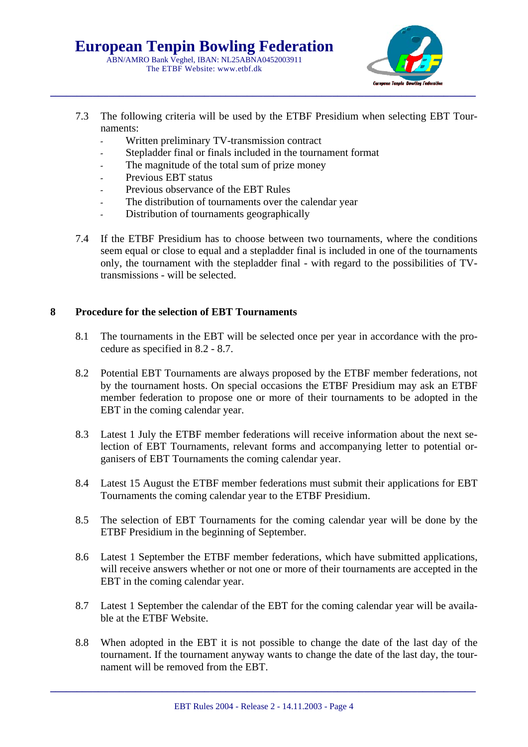7.3 The following criteria will be used by the ETBF Presidium when selecting EBT Tournaments:

- Written preliminary TV-transmission contract
- Stepladder final or finals included in the tournament format
- The magnitude of the total sum of prize money
- Previous EBT status
- Previous observance of the EBT Rules
- The distribution of tournaments over the calendar year
- Distribution of tournaments geographically

7.4 If the ETBF Presidium has to choose between two tournaments, where the conditions seem equal or close to equal and a stepladder final is included in one of the tournaments only, the tournament with the stepladder final - with regard to the possibilities of TV-transmissions - will be selected.

## 8 Procedure for the selection of EBT Tournaments

8.1 The tournaments in the EBT will be selected once per year in accordance with the procedure as specified in 8.2 - 8.7.

8.2 Potential EBT Tournaments are always proposed by the ETBF member federations, not by the tournament hosts. On special occasions the ETBF Presidium may ask an ETBF member federation to propose one or more of their tournaments to be adopted in the EBT in the coming calendar year.

8.3 Latest 1 July the ETBF member federations will receive information about the next selection of EBT Tournaments, relevant forms and accompanying letter to potential organisers of EBT Tournaments the coming calendar year.

8.4 Latest 15 August the ETBF member federations must submit their applications for EBT Tournaments the coming calendar year to the ETBF Presidium.

8.5 The selection of EBT Tournaments for the coming calendar year will be done by the ETBF Presidium in the beginning of September.

8.6 Latest 1 September the ETBF member federations, which have submitted applications, will receive answers whether or not one or more of their tournaments are accepted in the EBT in the coming calendar year.

8.7 Latest 1 September the calendar of the EBT for the coming calendar year will be available at the ETBF Website.

8.8 When adopted in the EBT it is not possible to change the date of the last day of the tournament. If the tournament anyway wants to change the date of the last day, the tournament will be removed from the EBT.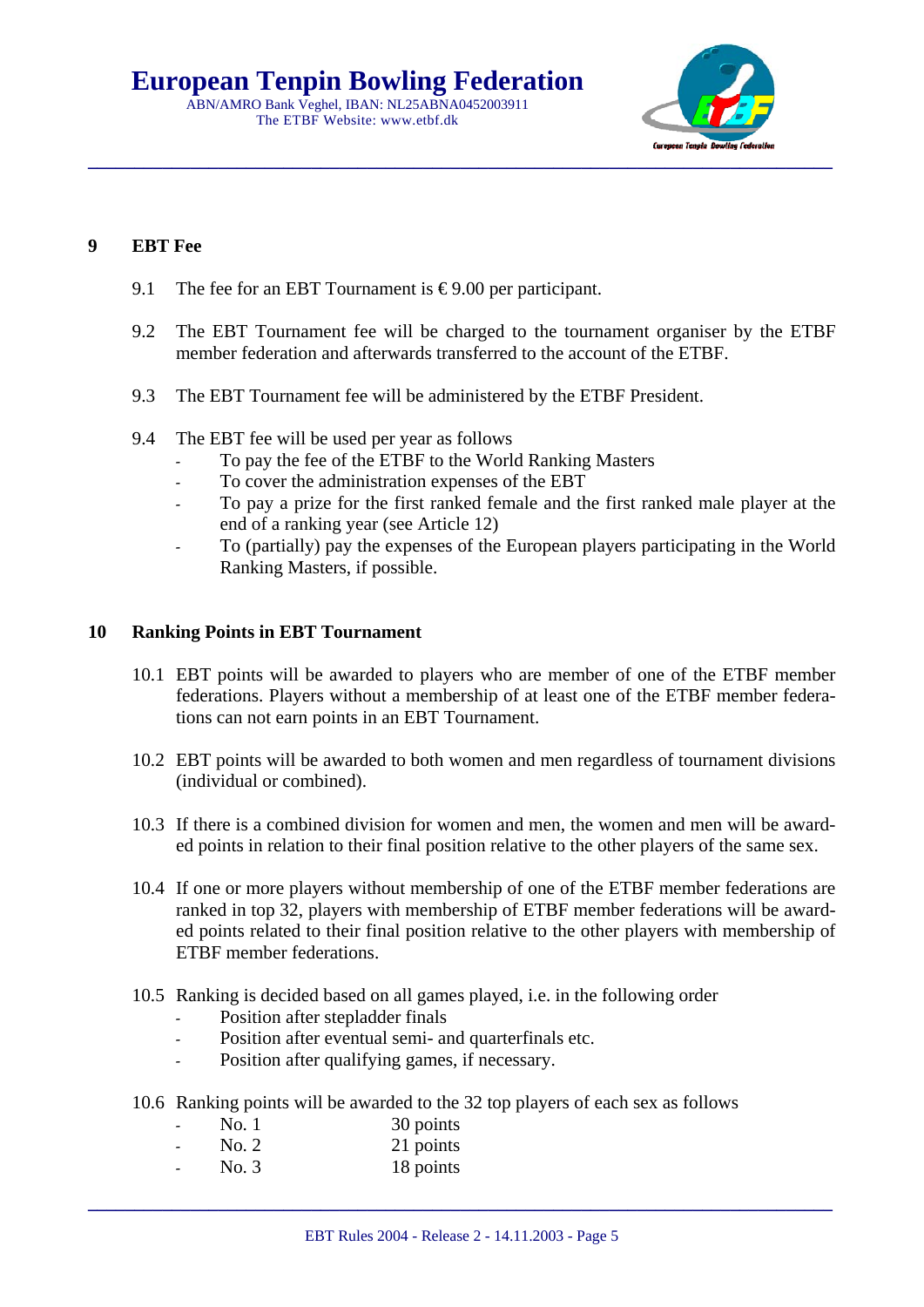## 9 EBT Fee

9.1 The fee for an EBT Tournament is € 9.00 per participant.

9.2 The EBT Tournament fee will be charged to the tournament organiser by the ETBF member federation and afterwards transferred to the account of the ETBF.

9.3 The EBT Tournament fee will be administered by the ETBF President.

9.4 The EBT fee will be used per year as follows

- To pay the fee of the ETBF to the World Ranking Masters
- To cover the administration expenses of the EBT
- To pay a prize for the first ranked female and the first ranked male player at the end of a ranking year (see Article 12)
- To (partially) pay the expenses of the European players participating in the World Ranking Masters, if possible.

## 10 Ranking Points in EBT Tournament

10.1 EBT points will be awarded to players who are member of one of the ETBF member federations. Players without a membership of at least one of the ETBF member federations can not earn points in an EBT Tournament.

10.2 EBT points will be awarded to both women and men regardless of tournament divisions (individual or combined).

10.3 If there is a combined division for women and men, the women and men will be awarded points in relation to their final position relative to the other players of the same sex.

10.4 If one or more players without membership of one of the ETBF member federations are ranked in top 32, players with membership of ETBF member federations will be awarded points related to their final position relative to the other players with membership of ETBF member federations.

10.5 Ranking is decided based on all games played, i.e. in the following order

- Position after stepladder finals
- Position after eventual semi- and quarterfinals etc.
- Position after qualifying games, if necessary.

10.6 Ranking points will be awarded to the 32 top players of each sex as follows

- No. 1 30 points
- No. 2 21 points
- No. 3 18 points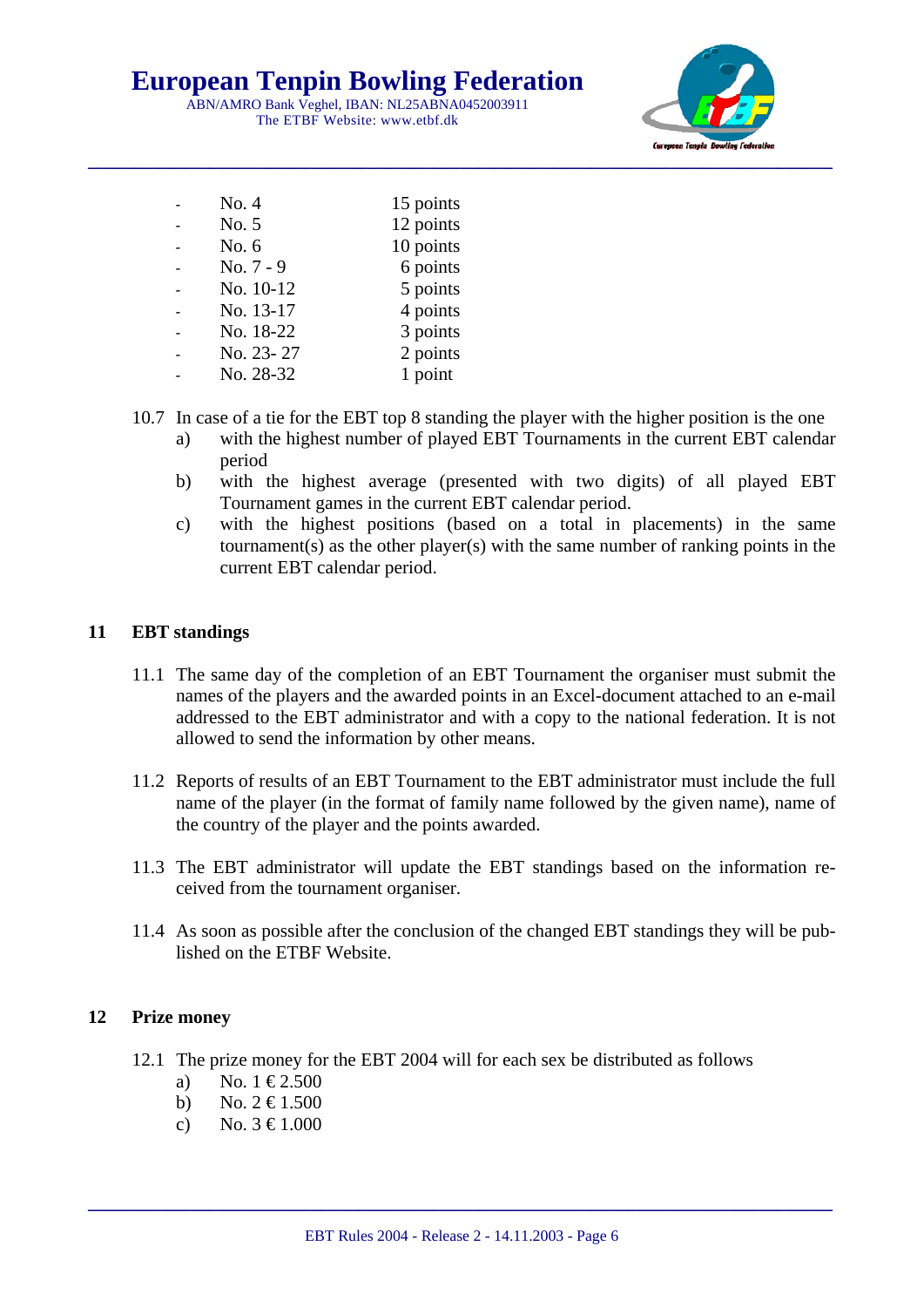- No. 4 15 points
- No. 5 12 points
- No. 6 10 points
- No. 7 - 9 6 points
- No. 10-12 5 points
- No. 13-17 4 points
- No. 18-22 3 points
- No. 23- 27 2 points
- No. 28-32 1 point

10.7 In case of a tie for the EBT top 8 standing the player with the higher position is the one

a) with the highest number of played EBT Tournaments in the current EBT calendar period

b) with the highest average (presented with two digits) of all played EBT Tournament games in the current EBT calendar period.

c) with the highest positions (based on a total in placements) in the same tournament(s) as the other player(s) with the same number of ranking points in the current EBT calendar period.

## 11 EBT standings

11.1 The same day of the completion of an EBT Tournament the organiser must submit the names of the players and the awarded points in an Excel-document attached to an e-mail addressed to the EBT administrator and with a copy to the national federation. It is not allowed to send the information by other means.

11.2 Reports of results of an EBT Tournament to the EBT administrator must include the full name of the player (in the format of family name followed by the given name), name of the country of the player and the points awarded.

11.3 The EBT administrator will update the EBT standings based on the information received from the tournament organiser.

11.4 As soon as possible after the conclusion of the changed EBT standings they will be published on the ETBF Website.

## 12 Prize money

12.1 The prize money for the EBT 2004 will for each sex be distributed as follows

a) No. 1 € 2.500

b) No. 2 € 1.500

c) No. 3 € 1.000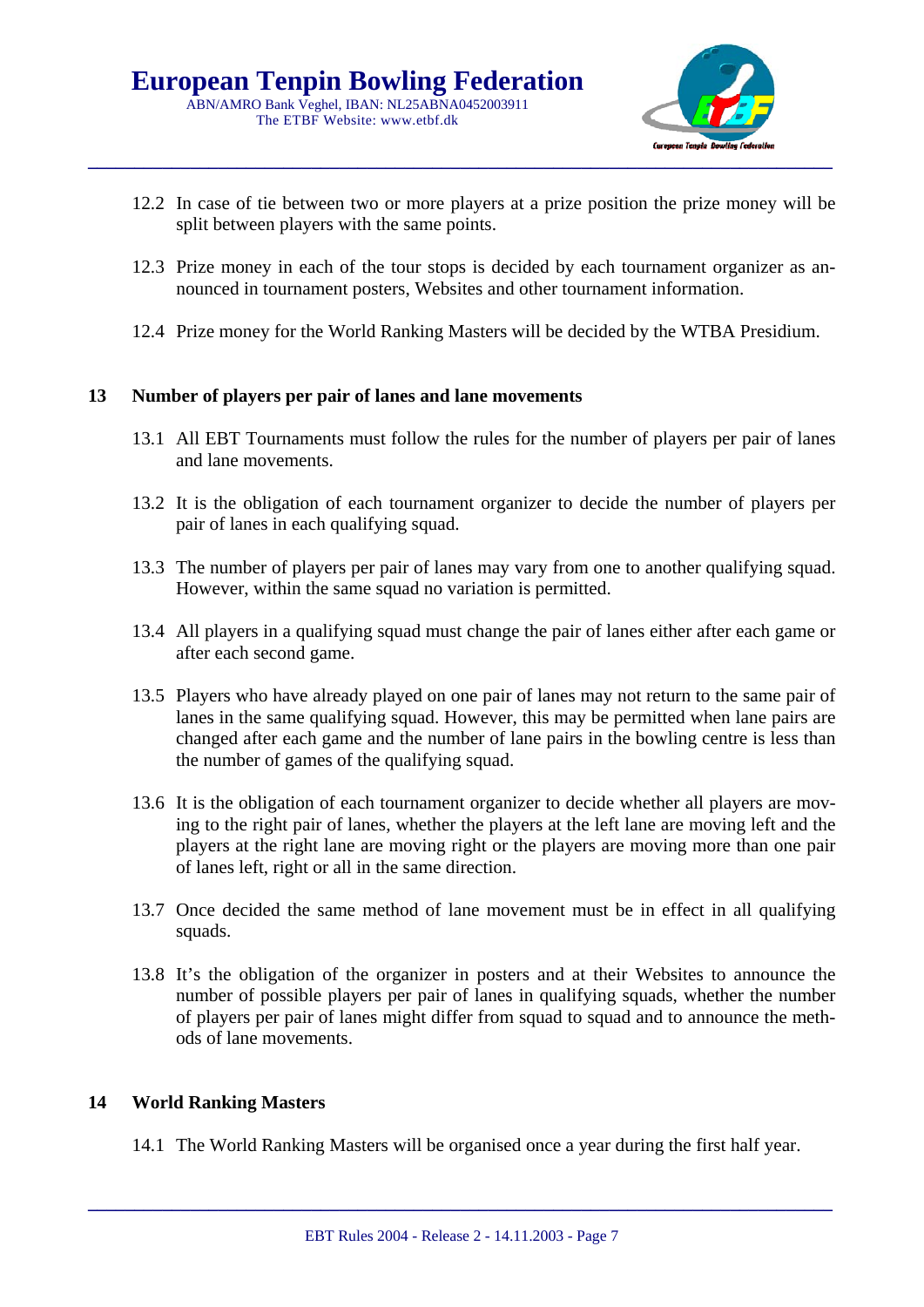12.2 In case of tie between two or more players at a prize position the prize money will be split between players with the same points.

12.3 Prize money in each of the tour stops is decided by each tournament organizer as announced in tournament posters, Websites and other tournament information.

12.4 Prize money for the World Ranking Masters will be decided by the WTBA Presidium.

## 13 Number of players per pair of lanes and lane movements

13.1 All EBT Tournaments must follow the rules for the number of players per pair of lanes and lane movements.

13.2 It is the obligation of each tournament organizer to decide the number of players per pair of lanes in each qualifying squad.

13.3 The number of players per pair of lanes may vary from one to another qualifying squad. However, within the same squad no variation is permitted.

13.4 All players in a qualifying squad must change the pair of lanes either after each game or after each second game.

13.5 Players who have already played on one pair of lanes may not return to the same pair of lanes in the same qualifying squad. However, this may be permitted when lane pairs are changed after each game and the number of lane pairs in the bowling centre is less than the number of games of the qualifying squad.

13.6 It is the obligation of each tournament organizer to decide whether all players are moving to the right pair of lanes, whether the players at the left lane are moving left and the players at the right lane are moving right or the players are moving more than one pair of lanes left, right or all in the same direction.

13.7 Once decided the same method of lane movement must be in effect in all qualifying squads.

13.8 It's the obligation of the organizer in posters and at their Websites to announce the number of possible players per pair of lanes in qualifying squads, whether the number of players per pair of lanes might differ from squad to squad and to announce the methods of lane movements.

## 14 World Ranking Masters

14.1 The World Ranking Masters will be organised once a year during the first half year.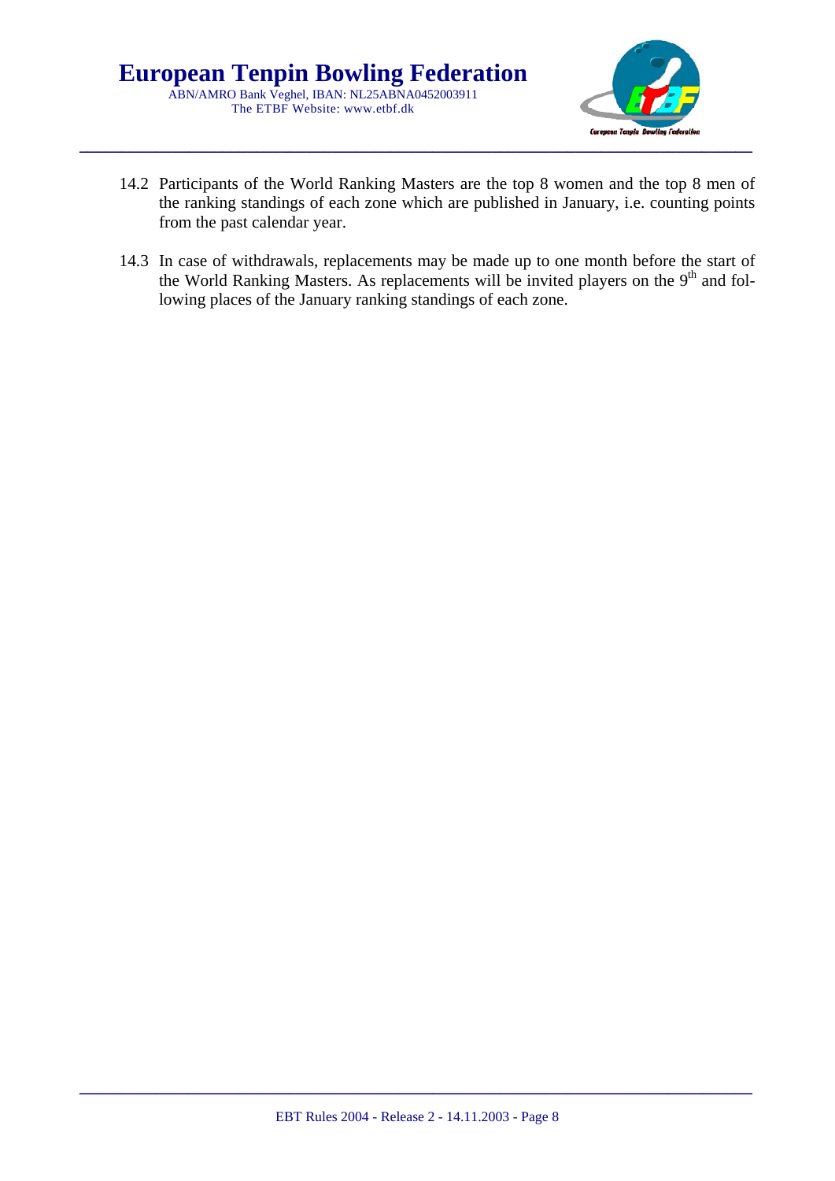14.2 Participants of the World Ranking Masters are the top 8 women and the top 8 men of the ranking standings of each zone which are published in January, i.e. counting points from the past calendar year.

14.3 In case of withdrawals, replacements may be made up to one month before the start of the World Ranking Masters. As replacements will be invited players on the 9th and following places of the January ranking standings of each zone.